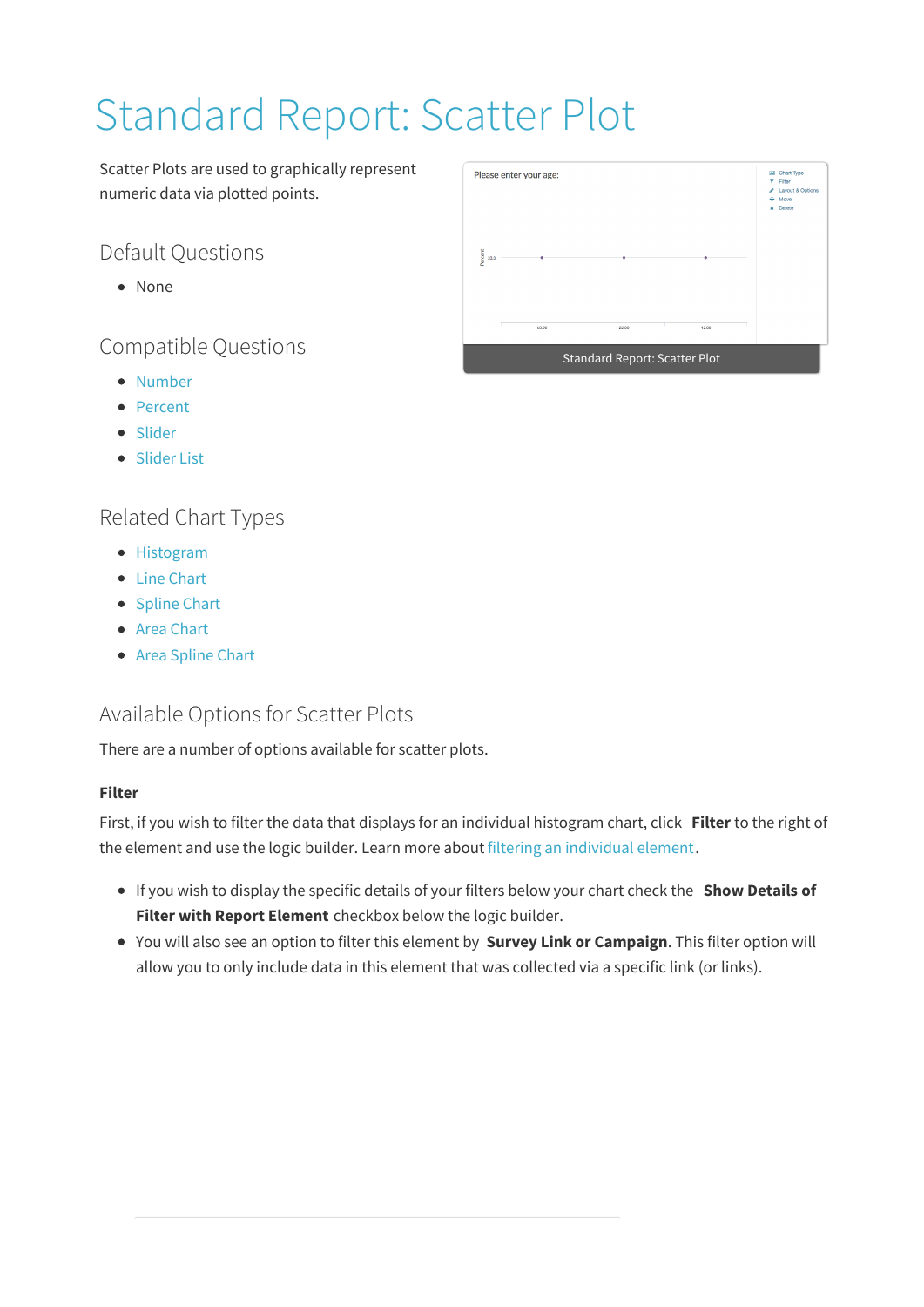# Standard Report: Scatter Plot

Scatter Plots are used to graphically represent numeric data via plotted points.

Standard Report: Scatter Plot

## Default Questions

- None

## Compatible Questions

- Number
- Percent
- Slider
- Slider List

## Related Chart Types

- Histogram
- Line Chart
- Spline Chart
- Area Chart
- Area Spline Chart

## Available Options for Scatter Plots

There are a number of options available for scatter plots.

### Filter

First, if you wish to filter the data that displays for an individual histogram chart, click **Filter** to the right of the element and use the logic builder. Learn more about filtering an individual element.

- If you wish to display the specific details of your filters below your chart check the **Show Details of Filter with Report Element** checkbox below the logic builder.
- You will also see an option to filter this element by **Survey Link or Campaign**. This filter option will allow you to only include data in this element that was collected via a specific link (or links).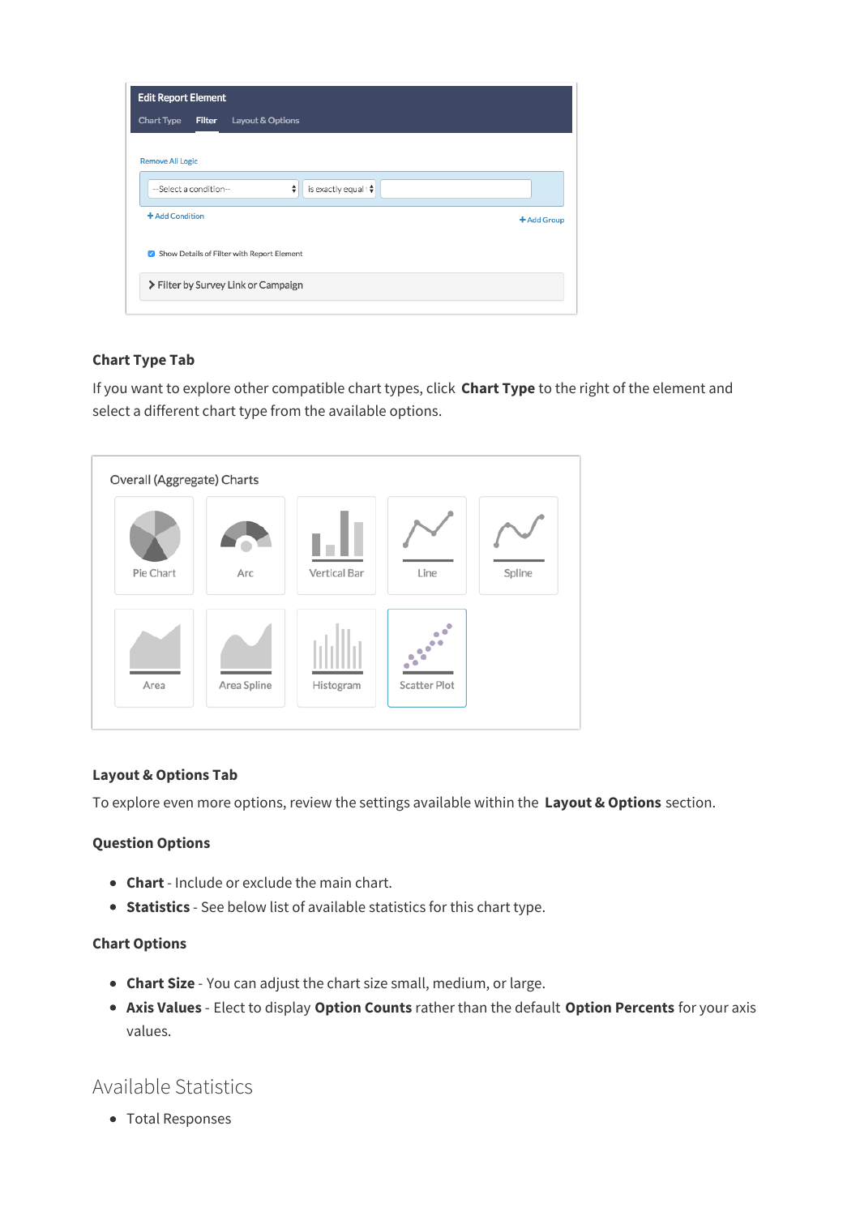### Chart Type Tab

If you want to explore other compatible chart types, click **Chart Type** to the right of the element and select a different chart type from the available options.

### Layout & Options Tab

To explore even more options, review the settings available within the **Layout & Options** section.

### Question Options

- **Chart** - Include or exclude the main chart.
- **Statistics** - See below list of available statistics for this chart type.

### Chart Options

- **Chart Size** - You can adjust the chart size small, medium, or large.
- **Axis Values** - Elect to display **Option Counts** rather than the default **Option Percents** for your axis values.

## Available Statistics

- Total Responses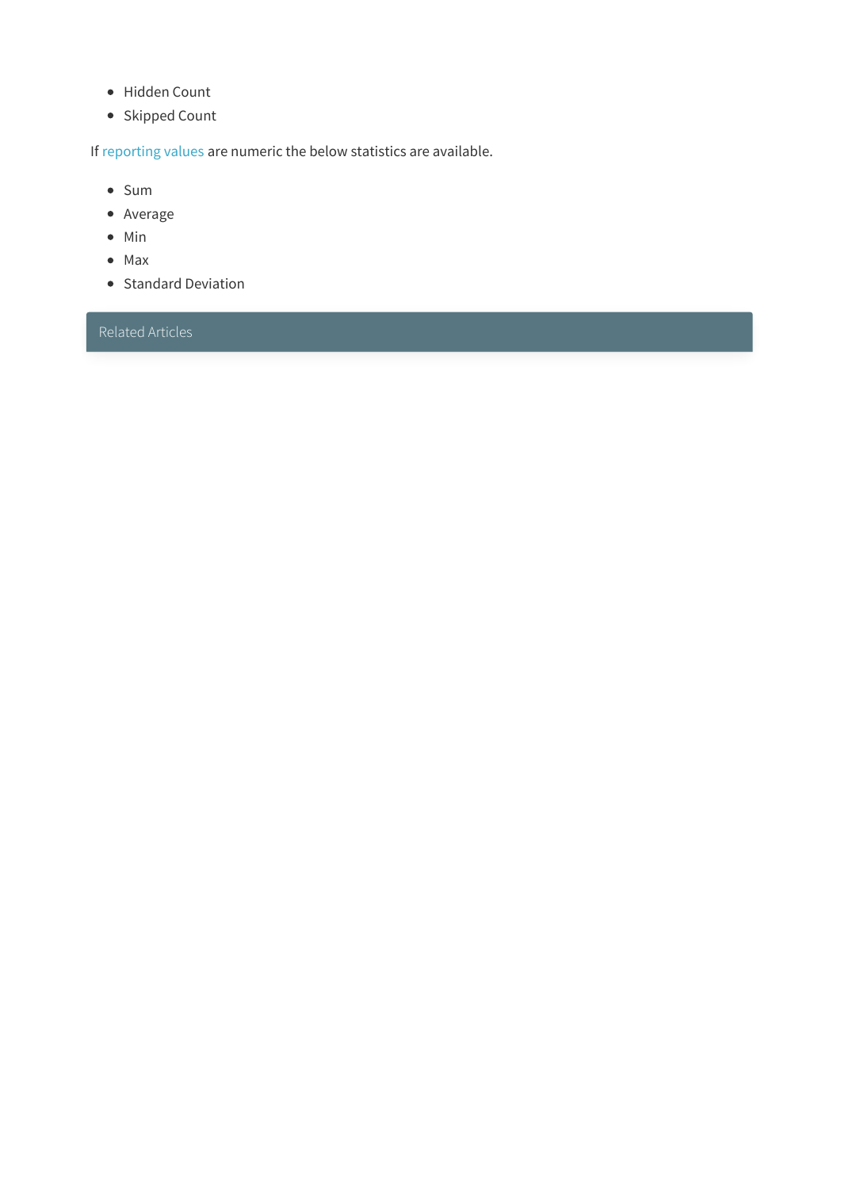- Hidden Count
- Skipped Count

If reporting values are numeric the below statistics are available.

- Sum
- Average
- Min
- Max
- Standard Deviation

## Related Articles